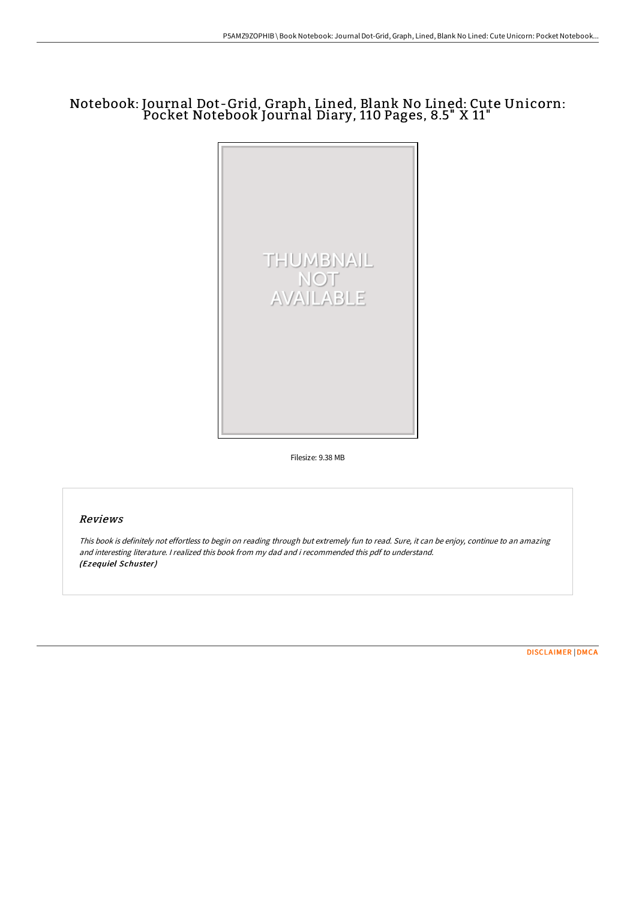# Notebook: Journal Dot-Grid, Graph, Lined, Blank No Lined: Cute Unicorn: Pocket Notebook Journal Diary, 110 Pages, 8.5" X 11"

Filesize: 9.38 MB

## *Reviews*

*This book is definitely not effortless to begin on reading through but extremely fun to read. Sure, it can be enjoy, continue to an amazing and interesting literature. I realized this book from my dad and i recommended this pdf to understand.*
*(Ezequiel Schuster)*

DISCLAIMER | DMCA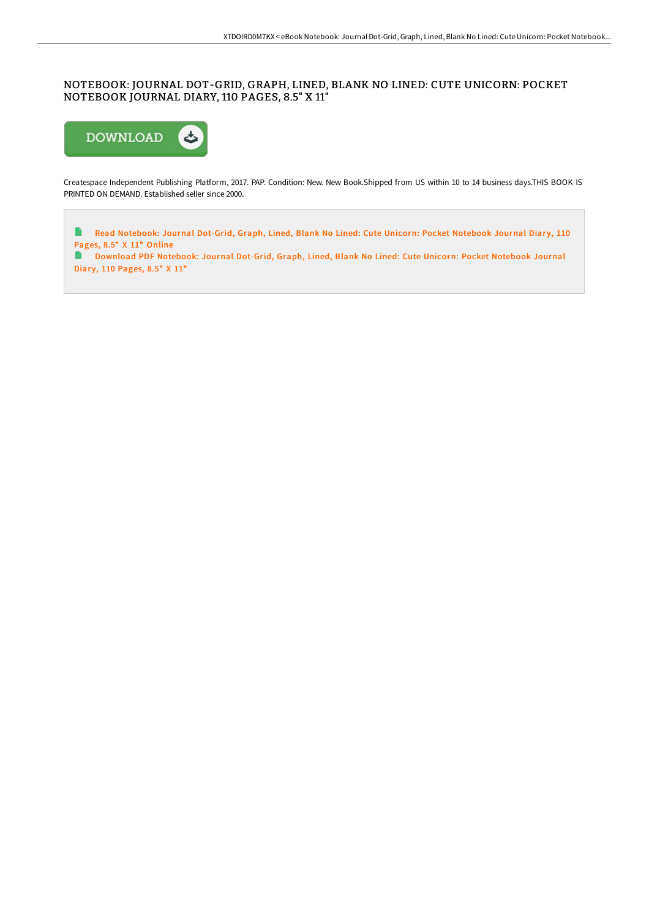# NOTEBOOK: JOURNAL DOT-GRID, GRAPH, LINED, BLANK NO LINED: CUTE UNICORN: POCKET NOTEBOOK JOURNAL DIARY, 110 PAGES, 8.5" X 11"

Createspace Independent Publishing Platform, 2017. PAP. Condition: New. New Book.Shipped from US within 10 to 14 business days.THIS BOOK IS PRINTED ON DEMAND. Established seller since 2000.

Read Notebook: Journal Dot-Grid, Graph, Lined, Blank No Lined: Cute Unicorn: Pocket Notebook Journal Diary, 110 Pages, 8.5" X 11" Online

Download PDF Notebook: Journal Dot-Grid, Graph, Lined, Blank No Lined: Cute Unicorn: Pocket Notebook Journal Diary, 110 Pages, 8.5" X 11"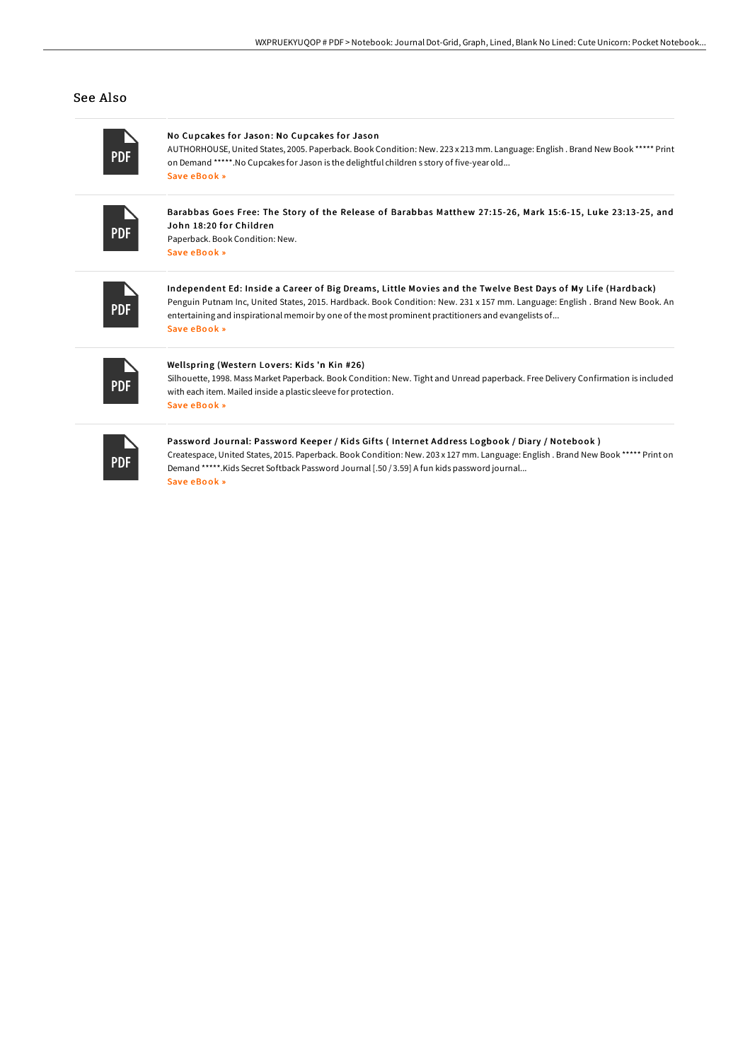## See Also

### No Cupcakes for Jason: No Cupcakes for Jason

AUTHORHOUSE, United States, 2005. Paperback. Book Condition: New. 223 x 213 mm. Language: English . Brand New Book ***** Print on Demand *****.No Cupcakes for Jason is the delightful children s story of five-year old...

Save eBook »

### Barabbas Goes Free: The Story of the Release of Barabbas Matthew 27:15-26, Mark 15:6-15, Luke 23:13-25, and John 18:20 for Children

Paperback. Book Condition: New.

Save eBook »

### Independent Ed: Inside a Career of Big Dreams, Little Movies and the Twelve Best Days of My Life (Hardback)

Penguin Putnam Inc, United States, 2015. Hardback. Book Condition: New. 231 x 157 mm. Language: English . Brand New Book. An entertaining and inspirational memoir by one of the most prominent practitioners and evangelists of...

Save eBook »

### Wellspring (Western Lovers: Kids 'n Kin #26)

Silhouette, 1998. Mass Market Paperback. Book Condition: New. Tight and Unread paperback. Free Delivery Confirmation is included with each item. Mailed inside a plastic sleeve for protection.

Save eBook »

### Password Journal: Password Keeper / Kids Gifts ( Internet Address Logbook / Diary / Notebook )

Createspace, United States, 2015. Paperback. Book Condition: New. 203 x 127 mm. Language: English . Brand New Book ***** Print on Demand *****.Kids Secret Softback Password Journal [.50 / 3.59] A fun kids password journal...

Save eBook »